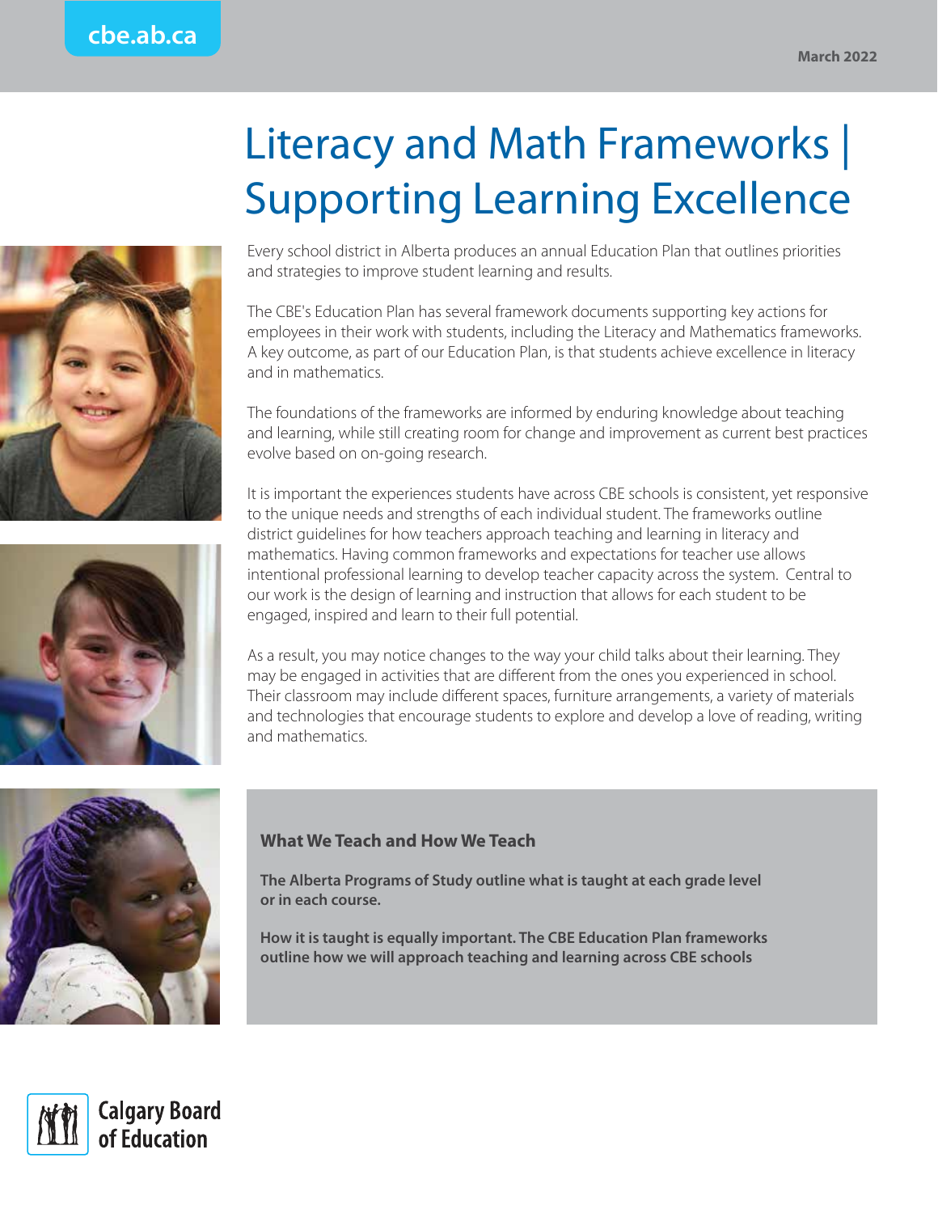cbe.ab.ca

March 2022

# Literacy and Math Frameworks | Supporting Learning Excellence

Every school district in Alberta produces an annual Education Plan that outlines priorities and strategies to improve student learning and results.

The CBE's Education Plan has several framework documents supporting key actions for employees in their work with students, including the Literacy and Mathematics frameworks. A key outcome, as part of our Education Plan, is that students achieve excellence in literacy and in mathematics.

The foundations of the frameworks are informed by enduring knowledge about teaching and learning, while still creating room for change and improvement as current best practices evolve based on on-going research.

It is important the experiences students have across CBE schools is consistent, yet responsive to the unique needs and strengths of each individual student. The frameworks outline district guidelines for how teachers approach teaching and learning in literacy and mathematics. Having common frameworks and expectations for teacher use allows intentional professional learning to develop teacher capacity across the system. Central to our work is the design of learning and instruction that allows for each student to be engaged, inspired and learn to their full potential.

As a result, you may notice changes to the way your child talks about their learning. They may be engaged in activities that are different from the ones you experienced in school. Their classroom may include different spaces, furniture arrangements, a variety of materials and technologies that encourage students to explore and develop a love of reading, writing and mathematics.

**What We Teach and How We Teach**

**The Alberta Programs of Study outline what is taught at each grade level or in each course.**

**How it is taught is equally important. The CBE Education Plan frameworks outline how we will approach teaching and learning across CBE schools**

Calgary Board of Education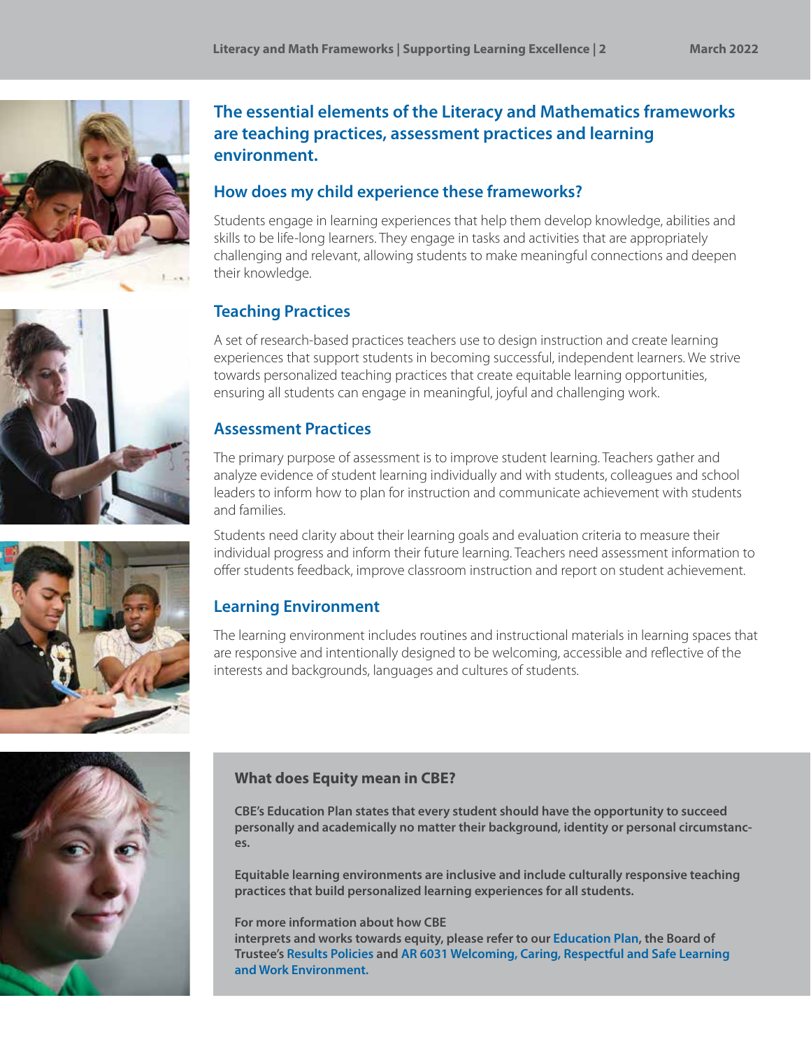## The essential elements of the Literacy and Mathematics frameworks are teaching practices, assessment practices and learning environment.

### How does my child experience these frameworks?

Students engage in learning experiences that help them develop knowledge, abilities and skills to be life-long learners. They engage in tasks and activities that are appropriately challenging and relevant, allowing students to make meaningful connections and deepen their knowledge.

### Teaching Practices

A set of research-based practices teachers use to design instruction and create learning experiences that support students in becoming successful, independent learners. We strive towards personalized teaching practices that create equitable learning opportunities, ensuring all students can engage in meaningful, joyful and challenging work.

### Assessment Practices

The primary purpose of assessment is to improve student learning. Teachers gather and analyze evidence of student learning individually and with students, colleagues and school leaders to inform how to plan for instruction and communicate achievement with students and families.

Students need clarity about their learning goals and evaluation criteria to measure their individual progress and inform their future learning. Teachers need assessment information to offer students feedback, improve classroom instruction and report on student achievement.

### Learning Environment

The learning environment includes routines and instructional materials in learning spaces that are responsive and intentionally designed to be welcoming, accessible and reflective of the interests and backgrounds, languages and cultures of students.

### What does Equity mean in CBE?

**CBE's Education Plan states that every student should have the opportunity to succeed personally and academically no matter their background, identity or personal circumstances.**

**Equitable learning environments are inclusive and include culturally responsive teaching practices that build personalized learning experiences for all students.**

**For more information about how CBE interprets and works towards equity, please refer to our Education Plan, the Board of Trustee's Results Policies and AR 6031 Welcoming, Caring, Respectful and Safe Learning and Work Environment.**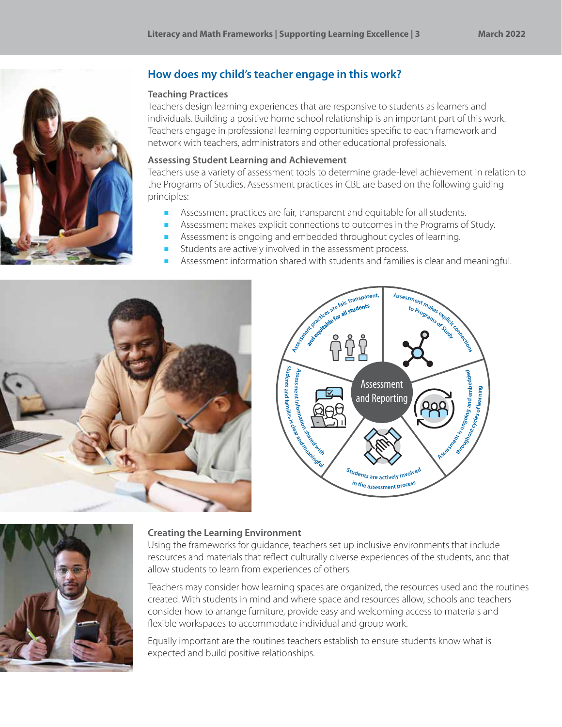## How does my child's teacher engage in this work?

### Teaching Practices

Teachers design learning experiences that are responsive to students as learners and individuals. Building a positive home school relationship is an important part of this work. Teachers engage in professional learning opportunities specific to each framework and network with teachers, administrators and other educational professionals.

### Assessing Student Learning and Achievement

Teachers use a variety of assessment tools to determine grade-level achievement in relation to the Programs of Studies. Assessment practices in CBE are based on the following guiding principles:

- Assessment practices are fair, transparent and equitable for all students.
- Assessment makes explicit connections to outcomes in the Programs of Study.
- Assessment is ongoing and embedded throughout cycles of learning.
- Students are actively involved in the assessment process.
- Assessment information shared with students and families is clear and meaningful.

Assessment and Reporting

Assessment practices are fair, transparent, and equitable for all students

Assessment makes explicit connections to Programs of Study

Assessment is ongoing and embedded throughout cycles of learning

Students are actively involved in the assessment process

Assessment information shared with students and families is clear and meaningful

### Creating the Learning Environment

Using the frameworks for guidance, teachers set up inclusive environments that include resources and materials that reflect culturally diverse experiences of the students, and that allow students to learn from experiences of others.

Teachers may consider how learning spaces are organized, the resources used and the routines created. With students in mind and where space and resources allow, schools and teachers consider how to arrange furniture, provide easy and welcoming access to materials and flexible workspaces to accommodate individual and group work.

Equally important are the routines teachers establish to ensure students know what is expected and build positive relationships.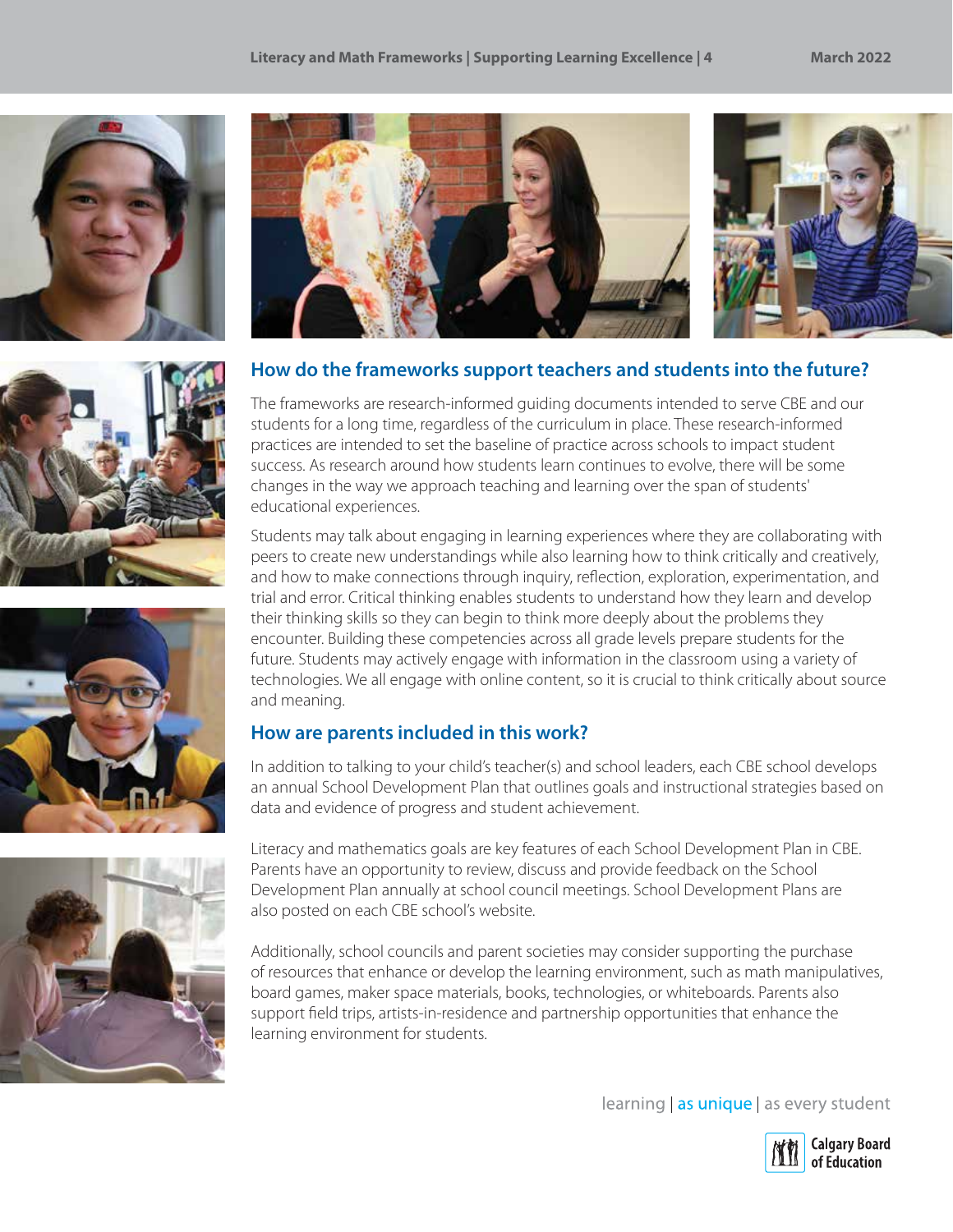## How do the frameworks support teachers and students into the future?

The frameworks are research-informed guiding documents intended to serve CBE and our students for a long time, regardless of the curriculum in place. These research-informed practices are intended to set the baseline of practice across schools to impact student success. As research around how students learn continues to evolve, there will be some changes in the way we approach teaching and learning over the span of students' educational experiences.

Students may talk about engaging in learning experiences where they are collaborating with peers to create new understandings while also learning how to think critically and creatively, and how to make connections through inquiry, reflection, exploration, experimentation, and trial and error. Critical thinking enables students to understand how they learn and develop their thinking skills so they can begin to think more deeply about the problems they encounter. Building these competencies across all grade levels prepare students for the future. Students may actively engage with information in the classroom using a variety of technologies. We all engage with online content, so it is crucial to think critically about source and meaning.

## How are parents included in this work?

In addition to talking to your child's teacher(s) and school leaders, each CBE school develops an annual School Development Plan that outlines goals and instructional strategies based on data and evidence of progress and student achievement.

Literacy and mathematics goals are key features of each School Development Plan in CBE. Parents have an opportunity to review, discuss and provide feedback on the School Development Plan annually at school council meetings. School Development Plans are also posted on each CBE school's website.

Additionally, school councils and parent societies may consider supporting the purchase of resources that enhance or develop the learning environment, such as math manipulatives, board games, maker space materials, books, technologies, or whiteboards. Parents also support field trips, artists-in-residence and partnership opportunities that enhance the learning environment for students.

learning | as unique | as every student

Calgary Board of Education